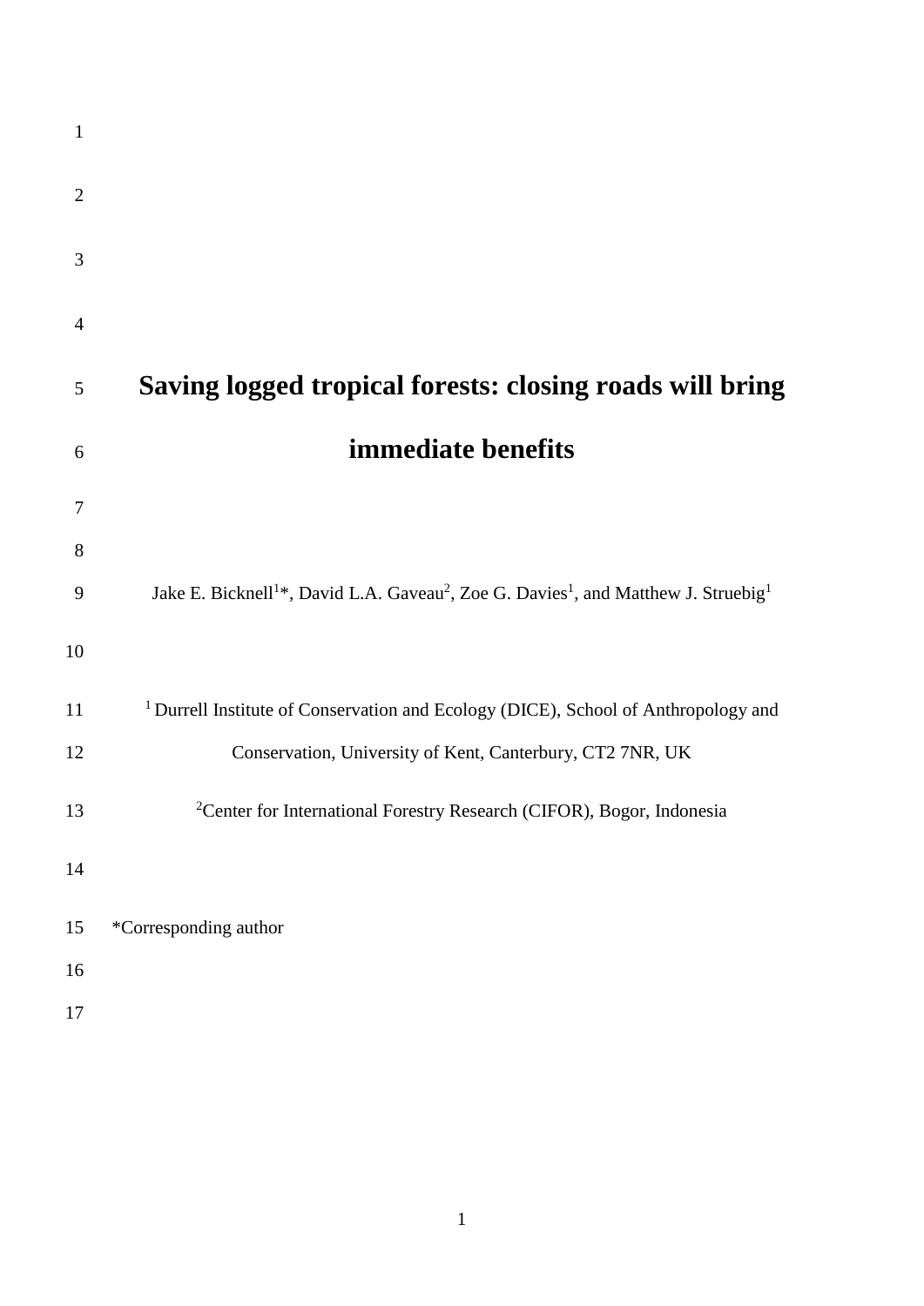# Saving logged tropical forests: closing roads will bring immediate benefits

Jake E. Bicknell[1]*, David L.A. Gaveau[2], Zoe G. Davies[1], and Matthew J. Struebig[1]

[1] Durrell Institute of Conservation and Ecology (DICE), School of Anthropology and Conservation, University of Kent, Canterbury, CT2 7NR, UK

[2] Center for International Forestry Research (CIFOR), Bogor, Indonesia

*Corresponding author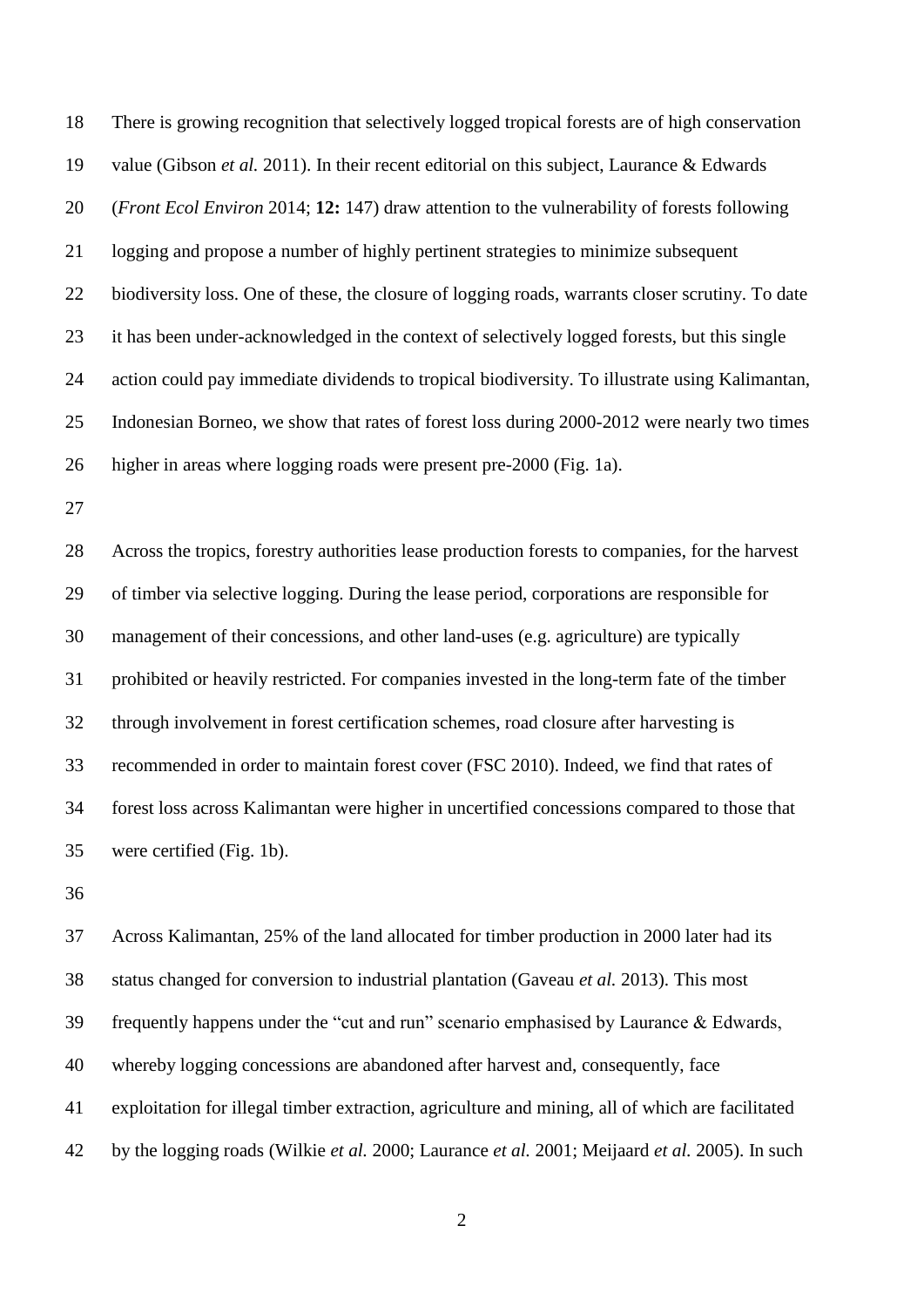There is growing recognition that selectively logged tropical forests are of high conservation value (Gibson *et al.* 2011). In their recent editorial on this subject, Laurance & Edwards (*Front Ecol Environ* 2014; **12:** 147) draw attention to the vulnerability of forests following logging and propose a number of highly pertinent strategies to minimize subsequent biodiversity loss. One of these, the closure of logging roads, warrants closer scrutiny. To date it has been under-acknowledged in the context of selectively logged forests, but this single action could pay immediate dividends to tropical biodiversity. To illustrate using Kalimantan, Indonesian Borneo, we show that rates of forest loss during 2000-2012 were nearly two times higher in areas where logging roads were present pre-2000 (Fig. 1a).

Across the tropics, forestry authorities lease production forests to companies, for the harvest of timber via selective logging. During the lease period, corporations are responsible for management of their concessions, and other land-uses (e.g. agriculture) are typically prohibited or heavily restricted. For companies invested in the long-term fate of the timber through involvement in forest certification schemes, road closure after harvesting is recommended in order to maintain forest cover (FSC 2010). Indeed, we find that rates of forest loss across Kalimantan were higher in uncertified concessions compared to those that were certified (Fig. 1b).

Across Kalimantan, 25% of the land allocated for timber production in 2000 later had its status changed for conversion to industrial plantation (Gaveau *et al.* 2013). This most frequently happens under the "cut and run" scenario emphasised by Laurance & Edwards, whereby logging concessions are abandoned after harvest and, consequently, face exploitation for illegal timber extraction, agriculture and mining, all of which are facilitated by the logging roads (Wilkie *et al.* 2000; Laurance *et al.* 2001; Meijaard *et al.* 2005). In such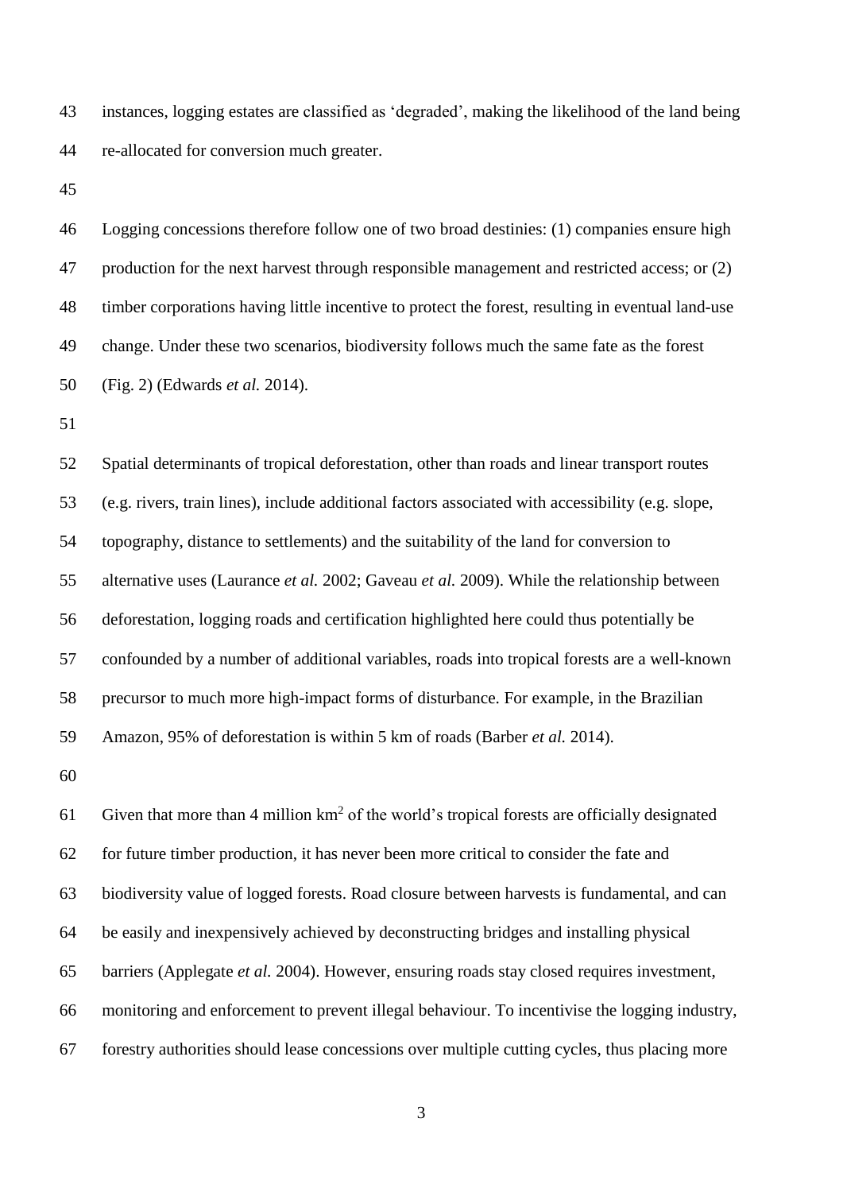instances, logging estates are classified as 'degraded', making the likelihood of the land being re-allocated for conversion much greater.

Logging concessions therefore follow one of two broad destinies: (1) companies ensure high production for the next harvest through responsible management and restricted access; or (2) timber corporations having little incentive to protect the forest, resulting in eventual land-use change. Under these two scenarios, biodiversity follows much the same fate as the forest (Fig. 2) (Edwards *et al.* 2014).

Spatial determinants of tropical deforestation, other than roads and linear transport routes (e.g. rivers, train lines), include additional factors associated with accessibility (e.g. slope, topography, distance to settlements) and the suitability of the land for conversion to alternative uses (Laurance *et al.* 2002; Gaveau *et al.* 2009). While the relationship between deforestation, logging roads and certification highlighted here could thus potentially be confounded by a number of additional variables, roads into tropical forests are a well-known precursor to much more high-impact forms of disturbance. For example, in the Brazilian Amazon, 95% of deforestation is within 5 km of roads (Barber *et al.* 2014).

Given that more than 4 million $km^2$ of the world's tropical forests are officially designated for future timber production, it has never been more critical to consider the fate and biodiversity value of logged forests. Road closure between harvests is fundamental, and can be easily and inexpensively achieved by deconstructing bridges and installing physical barriers (Applegate *et al.* 2004). However, ensuring roads stay closed requires investment, monitoring and enforcement to prevent illegal behaviour. To incentivise the logging industry, forestry authorities should lease concessions over multiple cutting cycles, thus placing more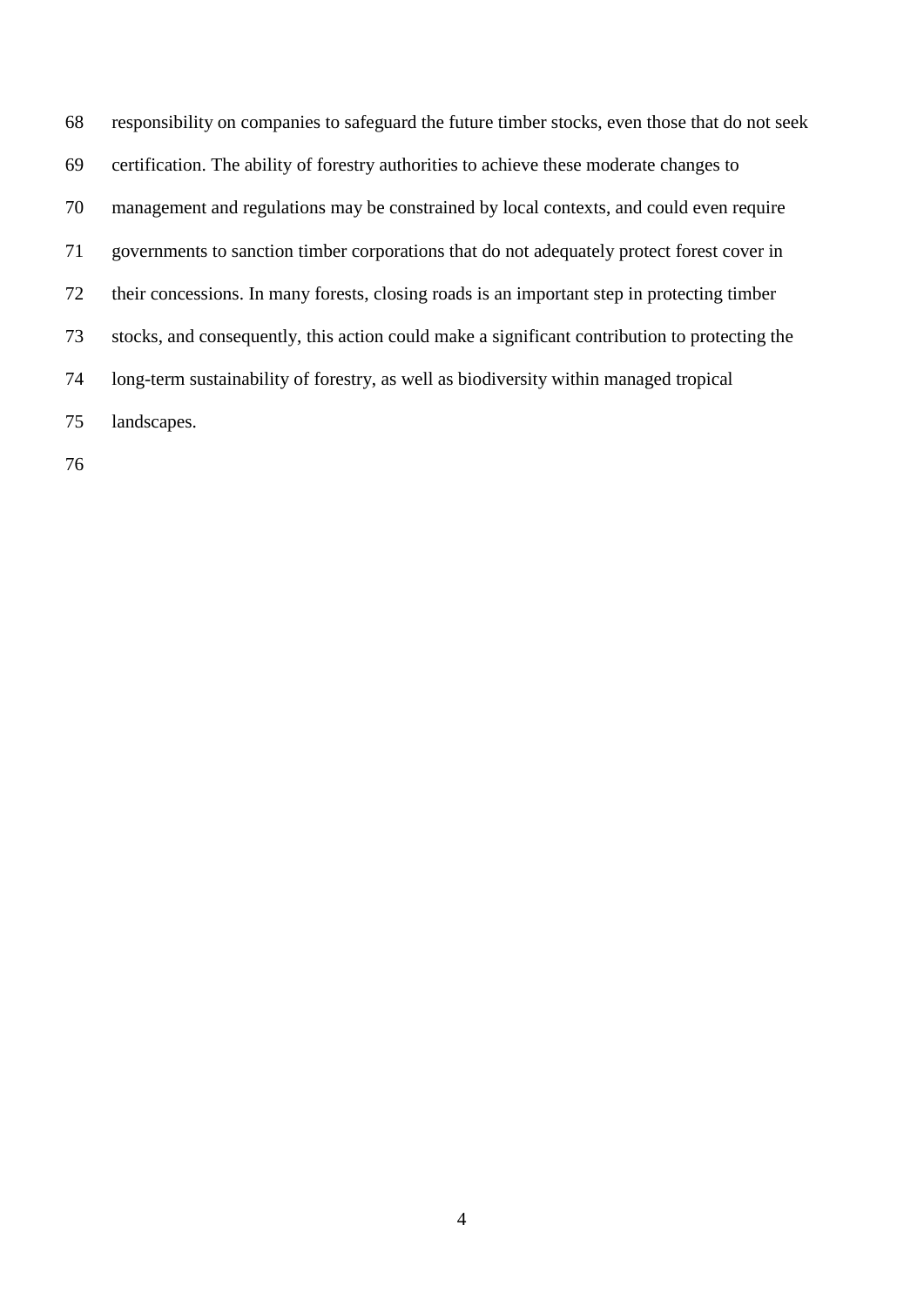responsibility on companies to safeguard the future timber stocks, even those that do not seek certification. The ability of forestry authorities to achieve these moderate changes to management and regulations may be constrained by local contexts, and could even require governments to sanction timber corporations that do not adequately protect forest cover in their concessions. In many forests, closing roads is an important step in protecting timber stocks, and consequently, this action could make a significant contribution to protecting the long-term sustainability of forestry, as well as biodiversity within managed tropical landscapes.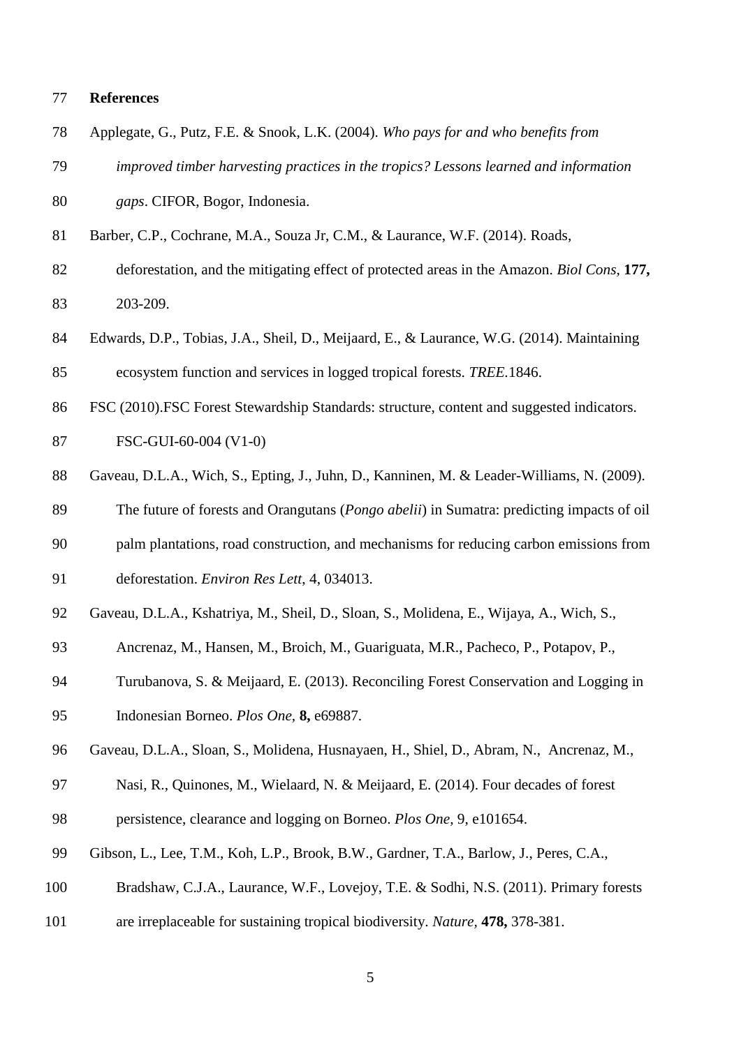**References**

Applegate, G., Putz, F.E. & Snook, L.K. (2004). *Who pays for and who benefits from improved timber harvesting practices in the tropics? Lessons learned and information gaps*. CIFOR, Bogor, Indonesia.

Barber, C.P., Cochrane, M.A., Souza Jr, C.M., & Laurance, W.F. (2014). Roads, deforestation, and the mitigating effect of protected areas in the Amazon. *Biol Cons,* **177,** 203-209.

Edwards, D.P., Tobias, J.A., Sheil, D., Meijaard, E., & Laurance, W.G. (2014). Maintaining ecosystem function and services in logged tropical forests. *TREE*.1846.

FSC (2010).FSC Forest Stewardship Standards: structure, content and suggested indicators. FSC-GUI-60-004 (V1-0)

Gaveau, D.L.A., Wich, S., Epting, J., Juhn, D., Kanninen, M. & Leader-Williams, N. (2009). The future of forests and Orangutans (*Pongo abelii*) in Sumatra: predicting impacts of oil palm plantations, road construction, and mechanisms for reducing carbon emissions from deforestation. *Environ Res Lett*, 4, 034013.

Gaveau, D.L.A., Kshatriya, M., Sheil, D., Sloan, S., Molidena, E., Wijaya, A., Wich, S., Ancrenaz, M., Hansen, M., Broich, M., Guariguata, M.R., Pacheco, P., Potapov, P., Turubanova, S. & Meijaard, E. (2013). Reconciling Forest Conservation and Logging in Indonesian Borneo. *Plos One,* **8,** e69887.

Gaveau, D.L.A., Sloan, S., Molidena, Husnayaen, H., Shiel, D., Abram, N., Ancrenaz, M., Nasi, R., Quinones, M., Wielaard, N. & Meijaard, E. (2014). Four decades of forest persistence, clearance and logging on Borneo. *Plos One,* 9, e101654.

Gibson, L., Lee, T.M., Koh, L.P., Brook, B.W., Gardner, T.A., Barlow, J., Peres, C.A., Bradshaw, C.J.A., Laurance, W.F., Lovejoy, T.E. & Sodhi, N.S. (2011). Primary forests are irreplaceable for sustaining tropical biodiversity. *Nature,* **478,** 378-381.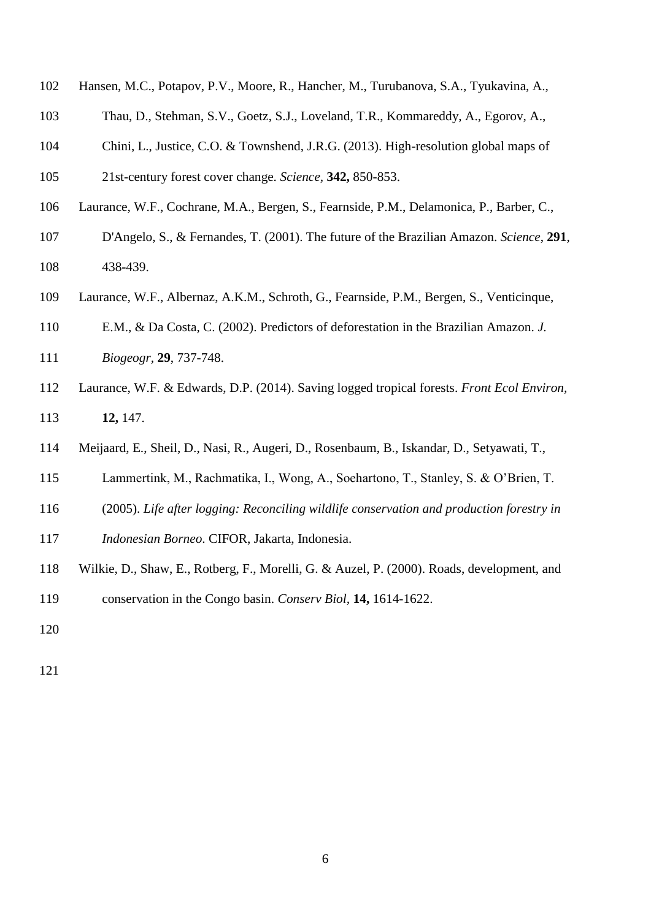Hansen, M.C., Potapov, P.V., Moore, R., Hancher, M., Turubanova, S.A., Tyukavina, A., Thau, D., Stehman, S.V., Goetz, S.J., Loveland, T.R., Kommareddy, A., Egorov, A., Chini, L., Justice, C.O. & Townshend, J.R.G. (2013). High-resolution global maps of 21st-century forest cover change. *Science*, **342,** 850-853.

Laurance, W.F., Cochrane, M.A., Bergen, S., Fearnside, P.M., Delamonica, P., Barber, C., D'Angelo, S., & Fernandes, T. (2001). The future of the Brazilian Amazon. *Science*, **291**, 438-439.

Laurance, W.F., Albernaz, A.K.M., Schroth, G., Fearnside, P.M., Bergen, S., Venticinque, E.M., & Da Costa, C. (2002). Predictors of deforestation in the Brazilian Amazon. *J. Biogeogr*, **29**, 737-748.

Laurance, W.F. & Edwards, D.P. (2014). Saving logged tropical forests. *Front Ecol Environ,* **12,** 147.

Meijaard, E., Sheil, D., Nasi, R., Augeri, D., Rosenbaum, B., Iskandar, D., Setyawati, T., Lammertink, M., Rachmatika, I., Wong, A., Soehartono, T., Stanley, S. & O'Brien, T. (2005). *Life after logging: Reconciling wildlife conservation and production forestry in Indonesian Borneo*. CIFOR, Jakarta, Indonesia.

Wilkie, D., Shaw, E., Rotberg, F., Morelli, G. & Auzel, P. (2000). Roads, development, and conservation in the Congo basin. *Conserv Biol,* **14,** 1614-1622.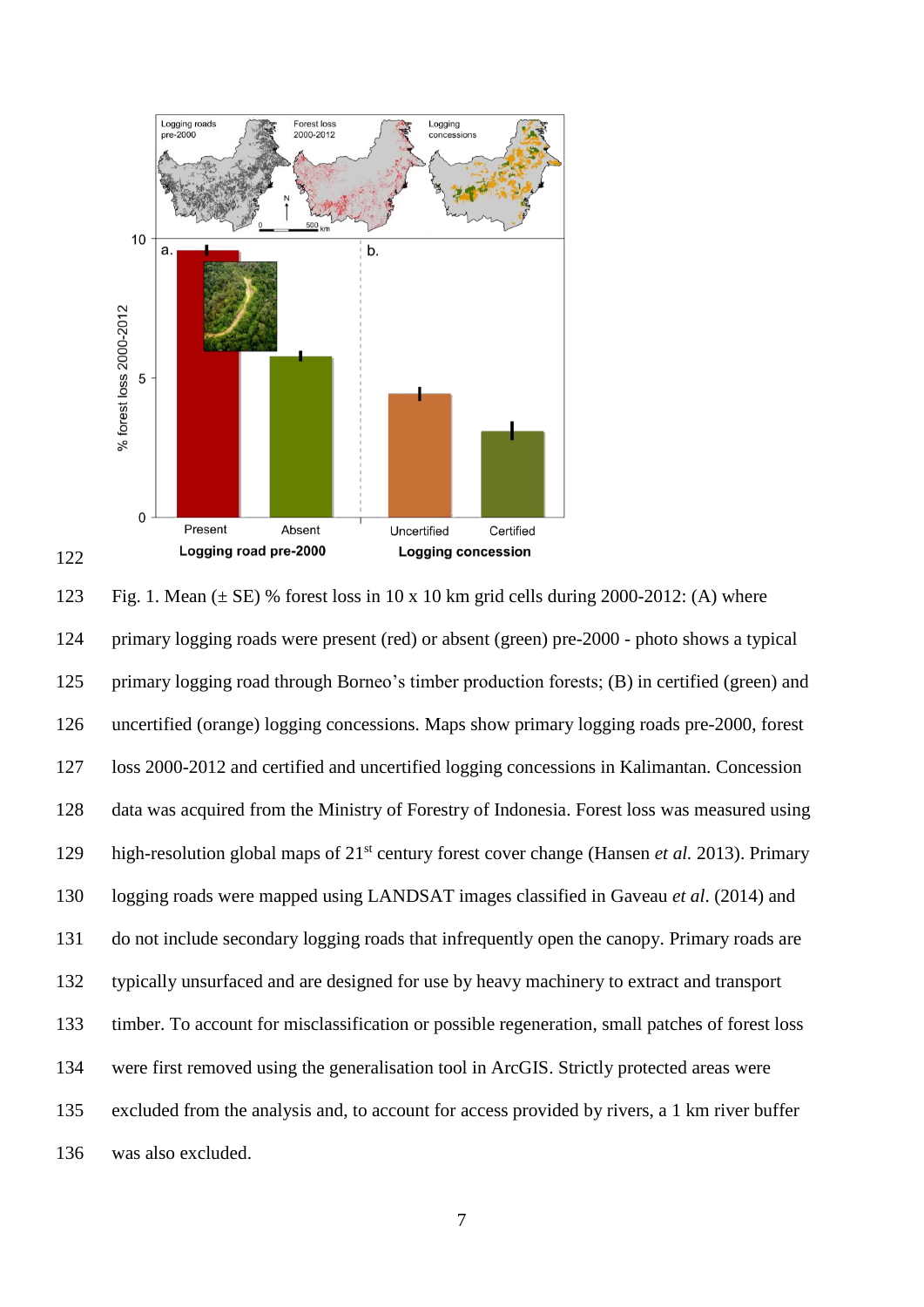Fig. 1. Mean (± SE) % forest loss in 10 x 10 km grid cells during 2000-2012: (A) where primary logging roads were present (red) or absent (green) pre-2000 - photo shows a typical primary logging road through Borneo's timber production forests; (B) in certified (green) and uncertified (orange) logging concessions. Maps show primary logging roads pre-2000, forest loss 2000-2012 and certified and uncertified logging concessions in Kalimantan. Concession data was acquired from the Ministry of Forestry of Indonesia. Forest loss was measured using high-resolution global maps of 21st century forest cover change (Hansen *et al.* 2013). Primary logging roads were mapped using LANDSAT images classified in Gaveau *et al*. (2014) and do not include secondary logging roads that infrequently open the canopy. Primary roads are typically unsurfaced and are designed for use by heavy machinery to extract and transport timber. To account for misclassification or possible regeneration, small patches of forest loss were first removed using the generalisation tool in ArcGIS. Strictly protected areas were excluded from the analysis and, to account for access provided by rivers, a 1 km river buffer was also excluded.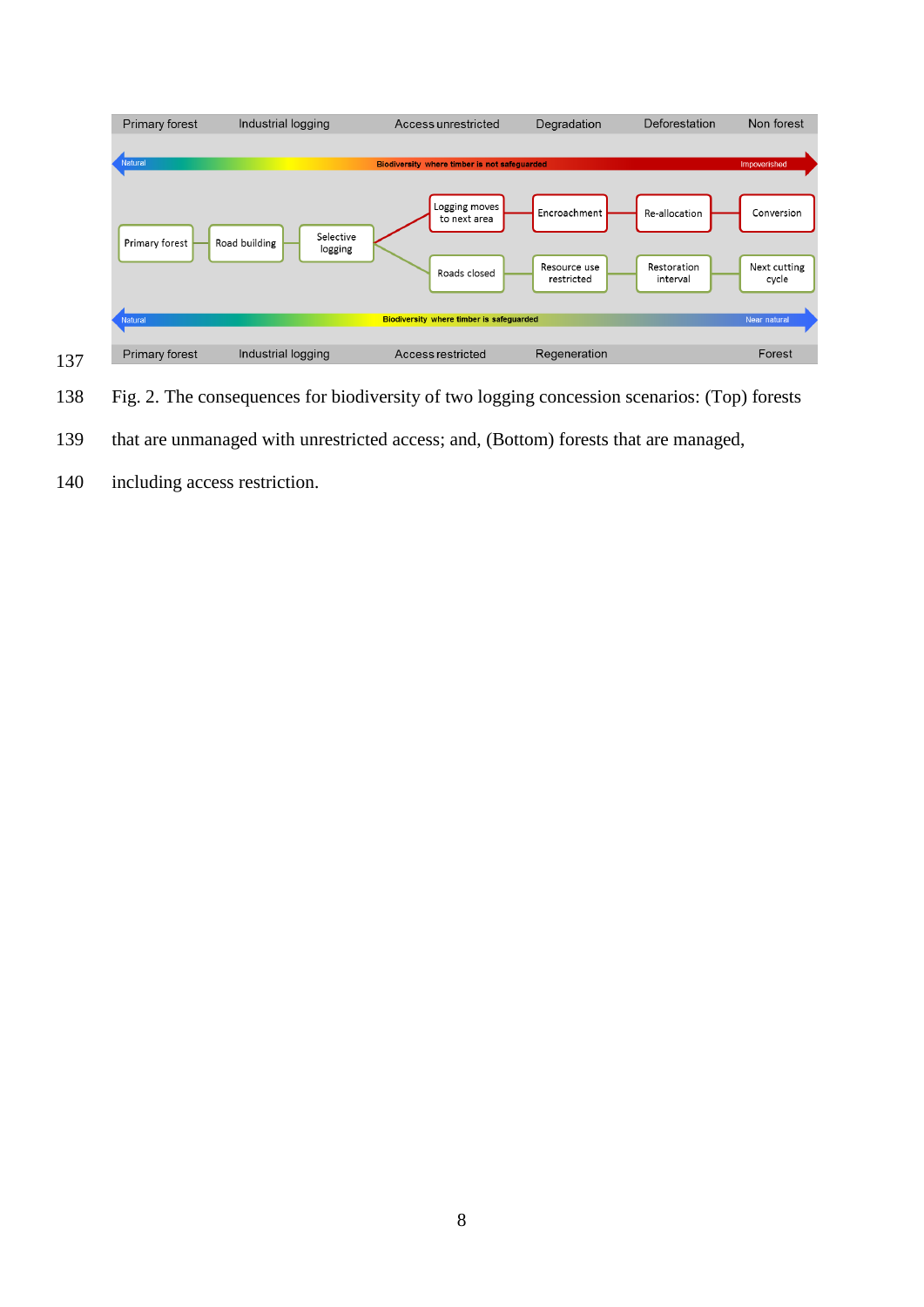Primary forest
Industrial logging
Access unrestricted
Degradation
Deforestation
Non forest

Natural
Biodiversity where timber is not safeguarded
Impoverished

Primary forest
Road building
Selective logging
Logging moves to next area
Encroachment
Re-allocation
Conversion
Roads closed
Resource use restricted
Restoration interval
Next cutting cycle

Natural
Biodiversity where timber is safeguarded
Near natural

Primary forest
Industrial logging
Access restricted
Regeneration
Forest

Fig. 2. The consequences for biodiversity of two logging concession scenarios: (Top) forests that are unmanaged with unrestricted access; and, (Bottom) forests that are managed, including access restriction.